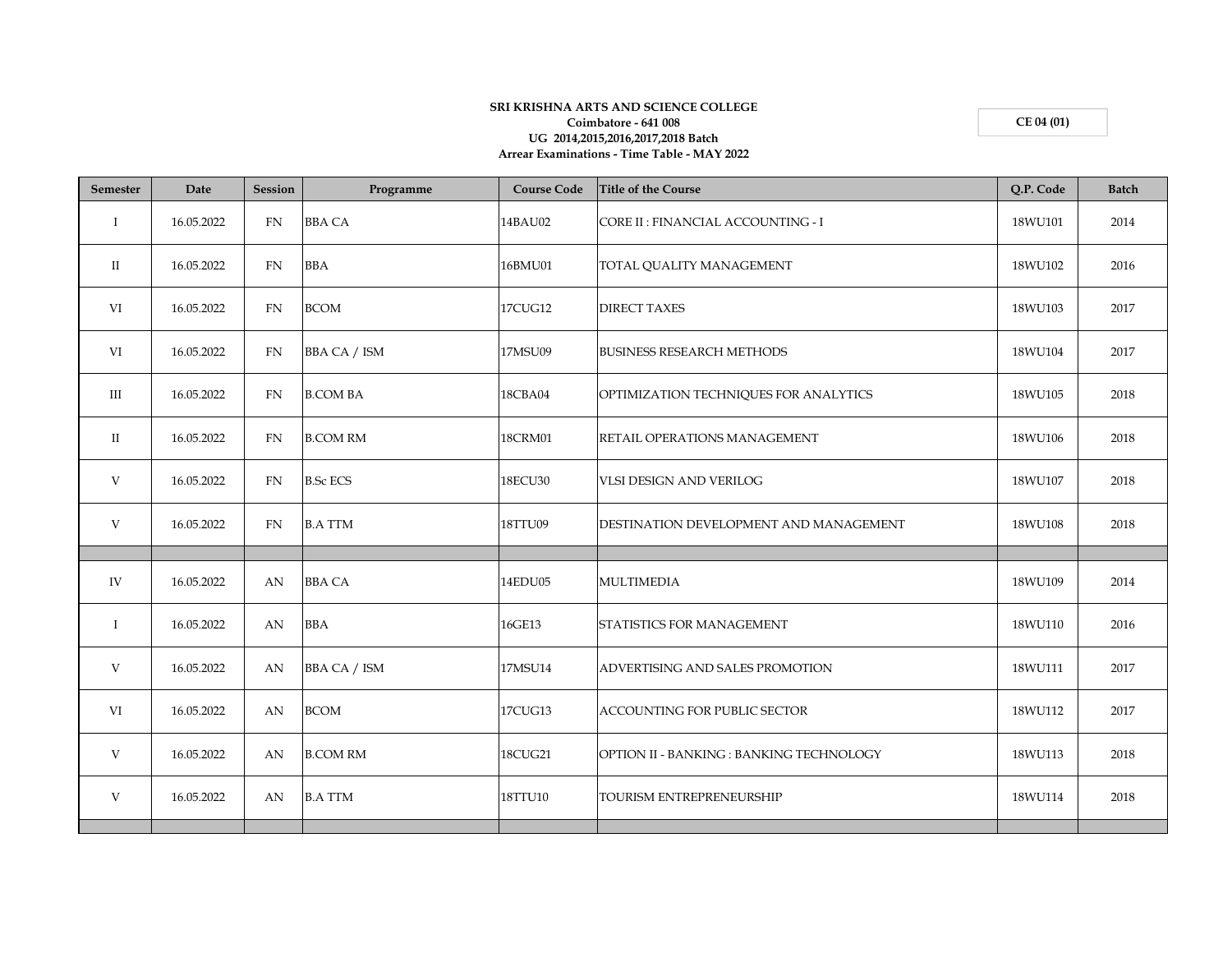**SRI KRISHNA ARTS AND SCIENCE COLLEGE**
**Coimbatore - 641 008**
**UG 2014,2015,2016,2017,2018 Batch**
**Arrear Examinations - Time Table - MAY 2022**

**CE 04 (01)**

| Semester | Date | Session | Programme | Course Code | Title of the Course | Q.P. Code | Batch |
|---|---|---|---|---|---|---|---|
| I | 16.05.2022 | FN | BBA CA | 14BAU02 | CORE II : FINANCIAL ACCOUNTING - I | 18WU101 | 2014 |
| II | 16.05.2022 | FN | BBA | 16BMU01 | TOTAL QUALITY MANAGEMENT | 18WU102 | 2016 |
| VI | 16.05.2022 | FN | BCOM | 17CUG12 | DIRECT TAXES | 18WU103 | 2017 |
| VI | 16.05.2022 | FN | BBA CA / ISM | 17MSU09 | BUSINESS RESEARCH METHODS | 18WU104 | 2017 |
| III | 16.05.2022 | FN | B.COM BA | 18CBA04 | OPTIMIZATION TECHNIQUES FOR ANALYTICS | 18WU105 | 2018 |
| II | 16.05.2022 | FN | B.COM RM | 18CRM01 | RETAIL OPERATIONS MANAGEMENT | 18WU106 | 2018 |
| V | 16.05.2022 | FN | B.Sc ECS | 18ECU30 | VLSI DESIGN AND VERILOG | 18WU107 | 2018 |
| V | 16.05.2022 | FN | B.A TTM | 18TTU09 | DESTINATION DEVELOPMENT AND MANAGEMENT | 18WU108 | 2018 |
| | | | | | | | |
| IV | 16.05.2022 | AN | BBA CA | 14EDU05 | MULTIMEDIA | 18WU109 | 2014 |
| I | 16.05.2022 | AN | BBA | 16GE13 | STATISTICS FOR MANAGEMENT | 18WU110 | 2016 |
| V | 16.05.2022 | AN | BBA CA / ISM | 17MSU14 | ADVERTISING AND SALES PROMOTION | 18WU111 | 2017 |
| VI | 16.05.2022 | AN | BCOM | 17CUG13 | ACCOUNTING FOR PUBLIC SECTOR | 18WU112 | 2017 |
| V | 16.05.2022 | AN | B.COM RM | 18CUG21 | OPTION II - BANKING : BANKING TECHNOLOGY | 18WU113 | 2018 |
| V | 16.05.2022 | AN | B.A TTM | 18TTU10 | TOURISM ENTREPRENEURSHIP | 18WU114 | 2018 |
| | | | | | | | |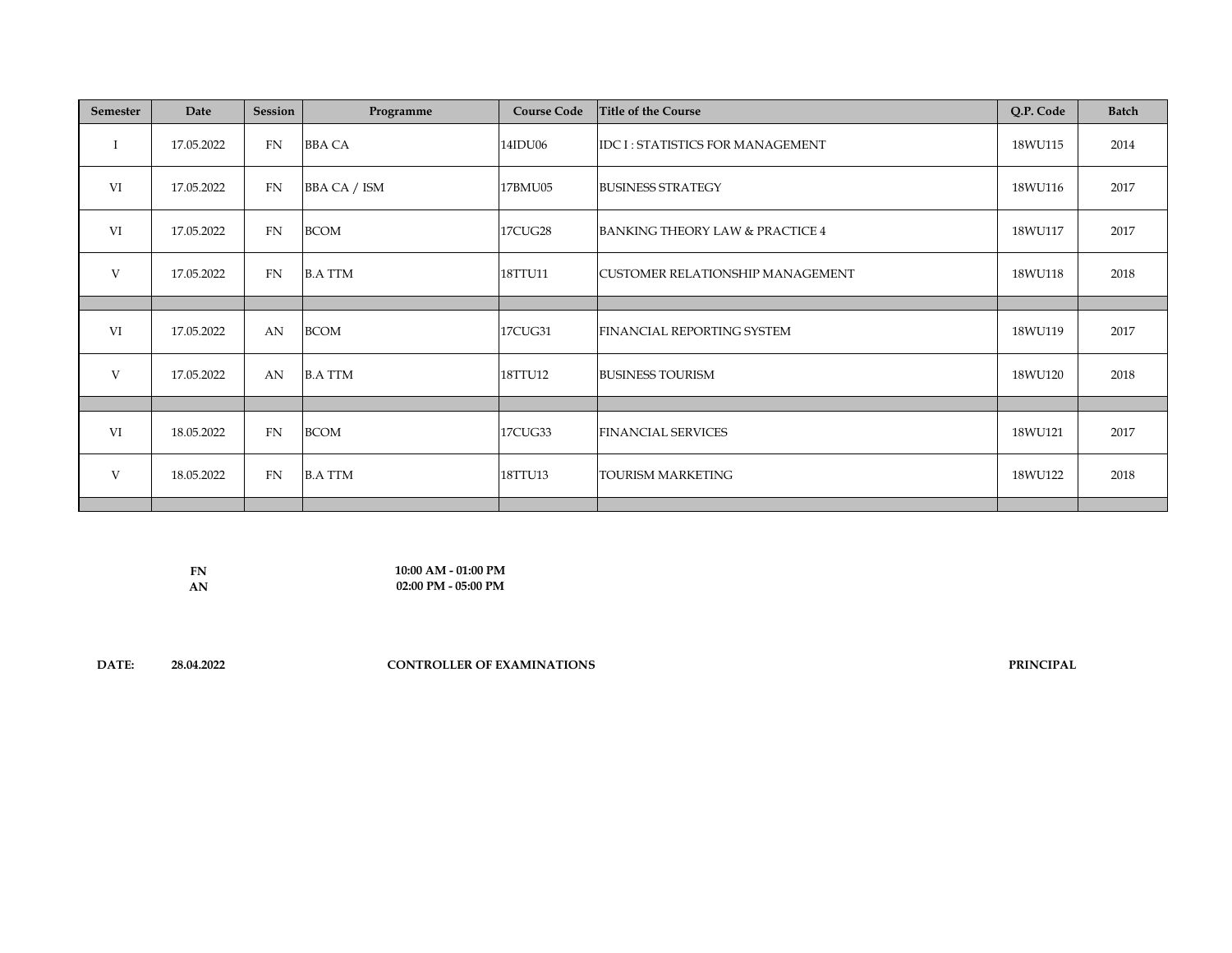| Semester | Date | Session | Programme | Course Code | Title of the Course | Q.P. Code | Batch |
|---|---|---|---|---|---|---|---|
| I | 17.05.2022 | FN | BBA CA | 14IDU06 | IDC I : STATISTICS FOR MANAGEMENT | 18WU115 | 2014 |
| VI | 17.05.2022 | FN | BBA CA / ISM | 17BMU05 | BUSINESS STRATEGY | 18WU116 | 2017 |
| VI | 17.05.2022 | FN | BCOM | 17CUG28 | BANKING THEORY LAW & PRACTICE 4 | 18WU117 | 2017 |
| V | 17.05.2022 | FN | B.A TTM | 18TTU11 | CUSTOMER RELATIONSHIP MANAGEMENT | 18WU118 | 2018 |
| | | | | | | | |
| VI | 17.05.2022 | AN | BCOM | 17CUG31 | FINANCIAL REPORTING SYSTEM | 18WU119 | 2017 |
| V | 17.05.2022 | AN | B.A TTM | 18TTU12 | BUSINESS TOURISM | 18WU120 | 2018 |
| | | | | | | | |
| VI | 18.05.2022 | FN | BCOM | 17CUG33 | FINANCIAL SERVICES | 18WU121 | 2017 |
| V | 18.05.2022 | FN | B.A TTM | 18TTU13 | TOURISM MARKETING | 18WU122 | 2018 |
| | | | | | | | |

**FN** 10:00 AM - 01:00 PM

**AN** 02:00 PM - 05:00 PM

**DATE:** **28.04.2022** **CONTROLLER OF EXAMINATIONS** **PRINCIPAL**